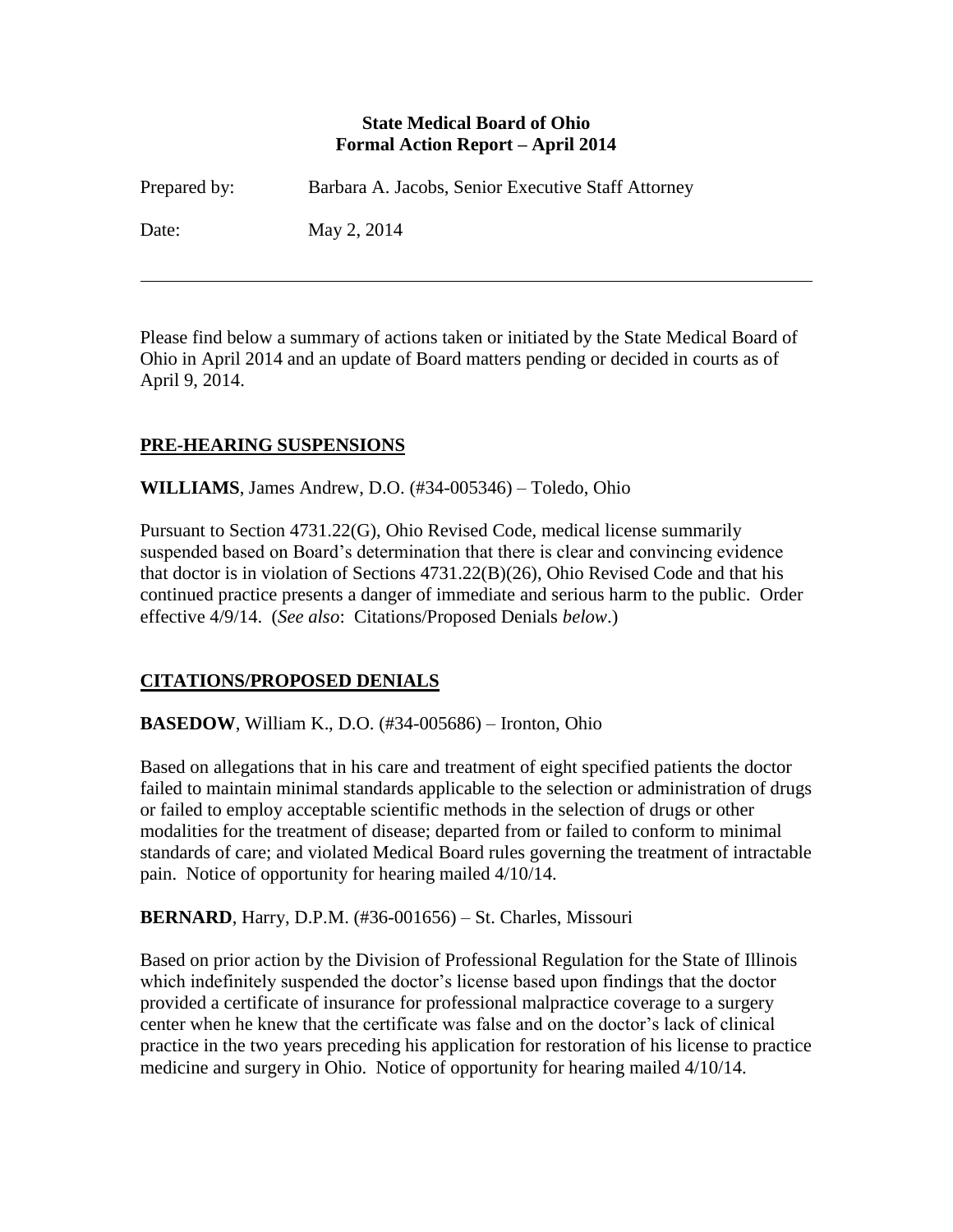**State Medical Board of Ohio**
**Formal Action Report – April 2014**

Prepared by: Barbara A. Jacobs, Senior Executive Staff Attorney

Date: May 2, 2014

---

Please find below a summary of actions taken or initiated by the State Medical Board of Ohio in April 2014 and an update of Board matters pending or decided in courts as of April 9, 2014.

## PRE-HEARING SUSPENSIONS

**WILLIAMS**, James Andrew, D.O. (#34-005346) – Toledo, Ohio

Pursuant to Section 4731.22(G), Ohio Revised Code, medical license summarily suspended based on Board's determination that there is clear and convincing evidence that doctor is in violation of Sections 4731.22(B)(26), Ohio Revised Code and that his continued practice presents a danger of immediate and serious harm to the public. Order effective 4/9/14. (*See also*: Citations/Proposed Denials *below*.)

## CITATIONS/PROPOSED DENIALS

**BASEDOW**, William K., D.O. (#34-005686) – Ironton, Ohio

Based on allegations that in his care and treatment of eight specified patients the doctor failed to maintain minimal standards applicable to the selection or administration of drugs or failed to employ acceptable scientific methods in the selection of drugs or other modalities for the treatment of disease; departed from or failed to conform to minimal standards of care; and violated Medical Board rules governing the treatment of intractable pain. Notice of opportunity for hearing mailed 4/10/14.

**BERNARD**, Harry, D.P.M. (#36-001656) – St. Charles, Missouri

Based on prior action by the Division of Professional Regulation for the State of Illinois which indefinitely suspended the doctor's license based upon findings that the doctor provided a certificate of insurance for professional malpractice coverage to a surgery center when he knew that the certificate was false and on the doctor's lack of clinical practice in the two years preceding his application for restoration of his license to practice medicine and surgery in Ohio. Notice of opportunity for hearing mailed 4/10/14.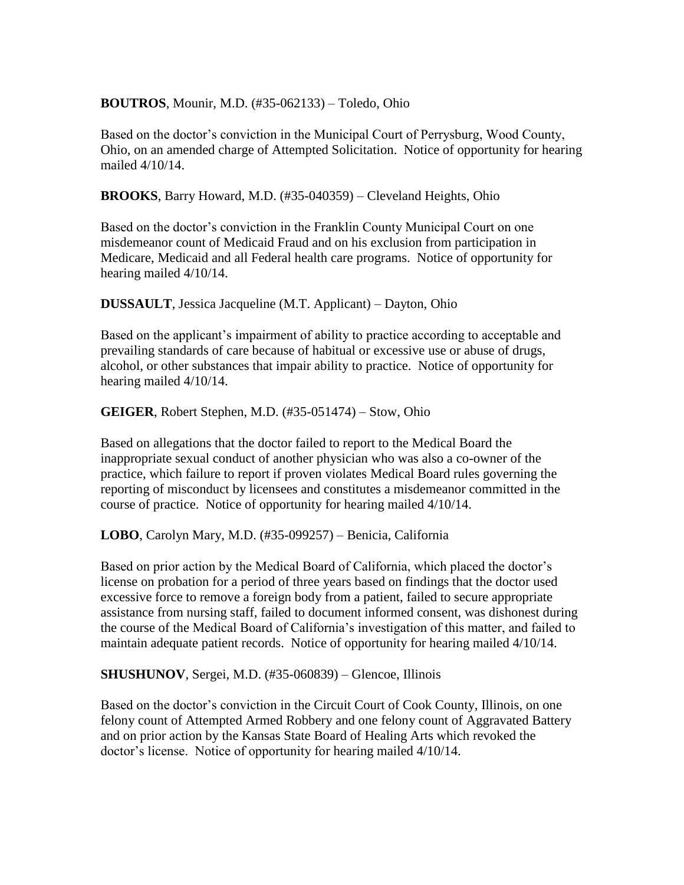**BOUTROS**, Mounir, M.D. (#35-062133) – Toledo, Ohio

Based on the doctor's conviction in the Municipal Court of Perrysburg, Wood County, Ohio, on an amended charge of Attempted Solicitation. Notice of opportunity for hearing mailed 4/10/14.

**BROOKS**, Barry Howard, M.D. (#35-040359) – Cleveland Heights, Ohio

Based on the doctor's conviction in the Franklin County Municipal Court on one misdemeanor count of Medicaid Fraud and on his exclusion from participation in Medicare, Medicaid and all Federal health care programs. Notice of opportunity for hearing mailed 4/10/14.

**DUSSAULT**, Jessica Jacqueline (M.T. Applicant) – Dayton, Ohio

Based on the applicant's impairment of ability to practice according to acceptable and prevailing standards of care because of habitual or excessive use or abuse of drugs, alcohol, or other substances that impair ability to practice. Notice of opportunity for hearing mailed 4/10/14.

**GEIGER**, Robert Stephen, M.D. (#35-051474) – Stow, Ohio

Based on allegations that the doctor failed to report to the Medical Board the inappropriate sexual conduct of another physician who was also a co-owner of the practice, which failure to report if proven violates Medical Board rules governing the reporting of misconduct by licensees and constitutes a misdemeanor committed in the course of practice. Notice of opportunity for hearing mailed 4/10/14.

**LOBO**, Carolyn Mary, M.D. (#35-099257) – Benicia, California

Based on prior action by the Medical Board of California, which placed the doctor's license on probation for a period of three years based on findings that the doctor used excessive force to remove a foreign body from a patient, failed to secure appropriate assistance from nursing staff, failed to document informed consent, was dishonest during the course of the Medical Board of California's investigation of this matter, and failed to maintain adequate patient records. Notice of opportunity for hearing mailed 4/10/14.

**SHUSHUNOV**, Sergei, M.D. (#35-060839) – Glencoe, Illinois

Based on the doctor's conviction in the Circuit Court of Cook County, Illinois, on one felony count of Attempted Armed Robbery and one felony count of Aggravated Battery and on prior action by the Kansas State Board of Healing Arts which revoked the doctor's license. Notice of opportunity for hearing mailed 4/10/14.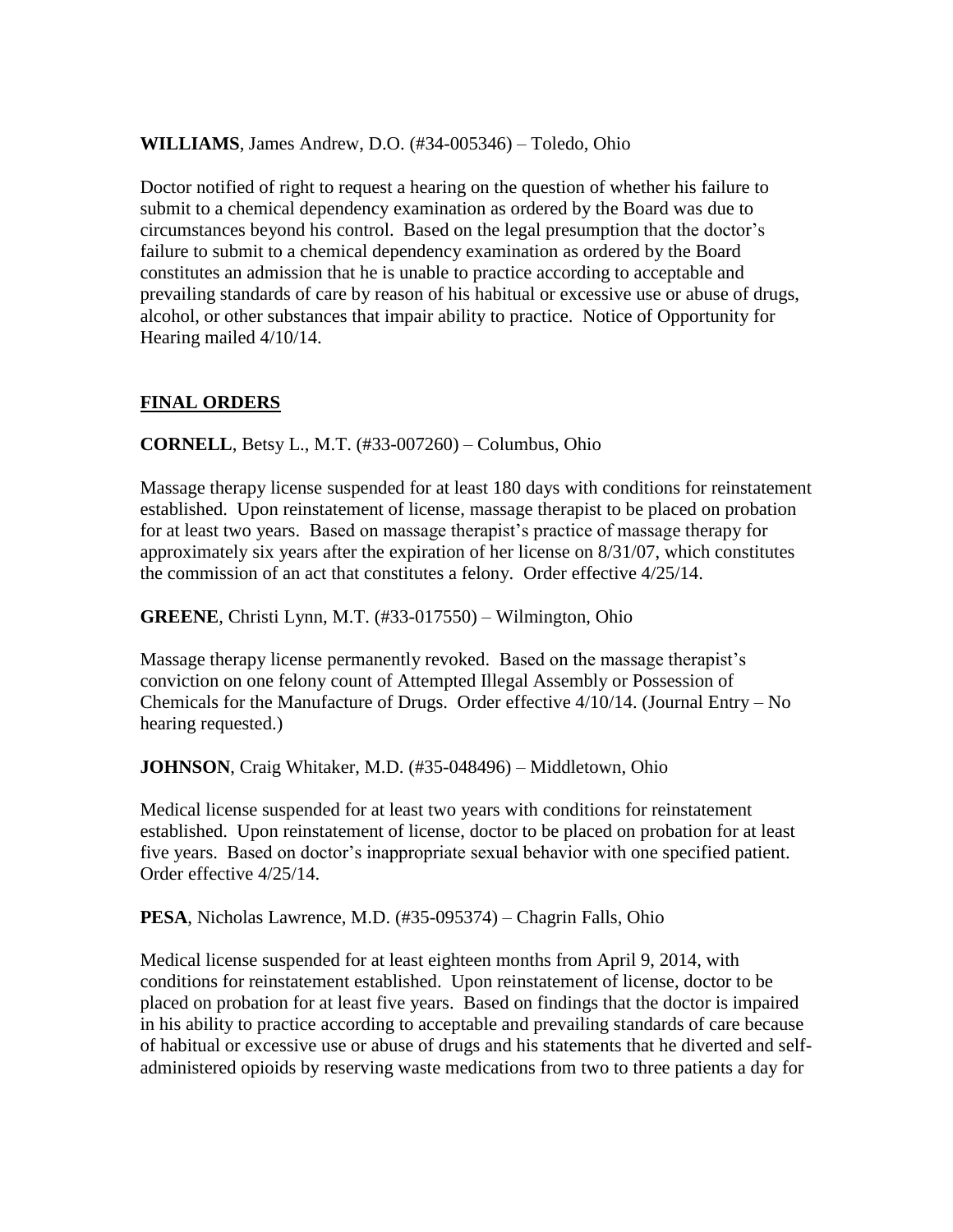**WILLIAMS**, James Andrew, D.O. (#34-005346) – Toledo, Ohio

Doctor notified of right to request a hearing on the question of whether his failure to submit to a chemical dependency examination as ordered by the Board was due to circumstances beyond his control. Based on the legal presumption that the doctor's failure to submit to a chemical dependency examination as ordered by the Board constitutes an admission that he is unable to practice according to acceptable and prevailing standards of care by reason of his habitual or excessive use or abuse of drugs, alcohol, or other substances that impair ability to practice. Notice of Opportunity for Hearing mailed 4/10/14.

## FINAL ORDERS

**CORNELL**, Betsy L., M.T. (#33-007260) – Columbus, Ohio

Massage therapy license suspended for at least 180 days with conditions for reinstatement established. Upon reinstatement of license, massage therapist to be placed on probation for at least two years. Based on massage therapist's practice of massage therapy for approximately six years after the expiration of her license on 8/31/07, which constitutes the commission of an act that constitutes a felony. Order effective 4/25/14.

**GREENE**, Christi Lynn, M.T. (#33-017550) – Wilmington, Ohio

Massage therapy license permanently revoked. Based on the massage therapist's conviction on one felony count of Attempted Illegal Assembly or Possession of Chemicals for the Manufacture of Drugs. Order effective 4/10/14. (Journal Entry – No hearing requested.)

**JOHNSON**, Craig Whitaker, M.D. (#35-048496) – Middletown, Ohio

Medical license suspended for at least two years with conditions for reinstatement established. Upon reinstatement of license, doctor to be placed on probation for at least five years. Based on doctor's inappropriate sexual behavior with one specified patient. Order effective 4/25/14.

**PESA**, Nicholas Lawrence, M.D. (#35-095374) – Chagrin Falls, Ohio

Medical license suspended for at least eighteen months from April 9, 2014, with conditions for reinstatement established. Upon reinstatement of license, doctor to be placed on probation for at least five years. Based on findings that the doctor is impaired in his ability to practice according to acceptable and prevailing standards of care because of habitual or excessive use or abuse of drugs and his statements that he diverted and self-administered opioids by reserving waste medications from two to three patients a day for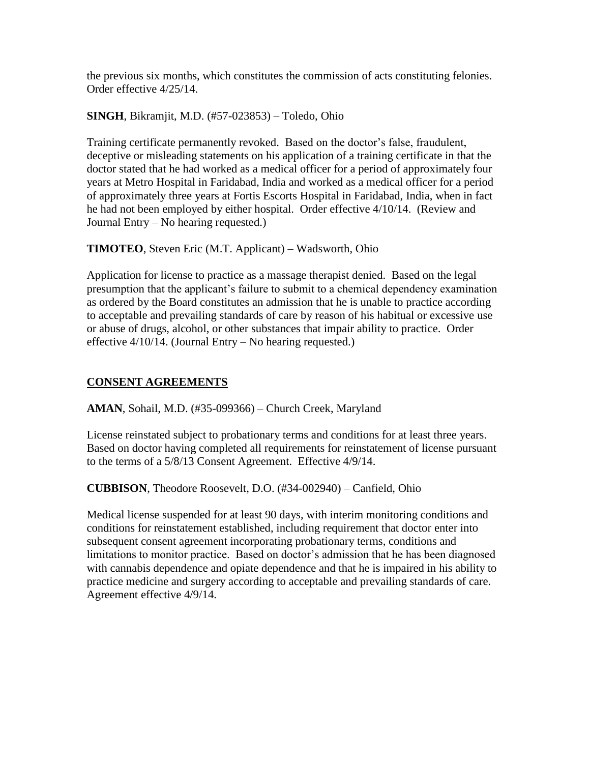the previous six months, which constitutes the commission of acts constituting felonies. Order effective 4/25/14.

**SINGH**, Bikramjit, M.D. (#57-023853) – Toledo, Ohio

Training certificate permanently revoked. Based on the doctor's false, fraudulent, deceptive or misleading statements on his application of a training certificate in that the doctor stated that he had worked as a medical officer for a period of approximately four years at Metro Hospital in Faridabad, India and worked as a medical officer for a period of approximately three years at Fortis Escorts Hospital in Faridabad, India, when in fact he had not been employed by either hospital. Order effective 4/10/14. (Review and Journal Entry – No hearing requested.)

**TIMOTEO**, Steven Eric (M.T. Applicant) – Wadsworth, Ohio

Application for license to practice as a massage therapist denied. Based on the legal presumption that the applicant's failure to submit to a chemical dependency examination as ordered by the Board constitutes an admission that he is unable to practice according to acceptable and prevailing standards of care by reason of his habitual or excessive use or abuse of drugs, alcohol, or other substances that impair ability to practice. Order effective 4/10/14. (Journal Entry – No hearing requested.)

## CONSENT AGREEMENTS

**AMAN**, Sohail, M.D. (#35-099366) – Church Creek, Maryland

License reinstated subject to probationary terms and conditions for at least three years. Based on doctor having completed all requirements for reinstatement of license pursuant to the terms of a 5/8/13 Consent Agreement. Effective 4/9/14.

**CUBBISON**, Theodore Roosevelt, D.O. (#34-002940) – Canfield, Ohio

Medical license suspended for at least 90 days, with interim monitoring conditions and conditions for reinstatement established, including requirement that doctor enter into subsequent consent agreement incorporating probationary terms, conditions and limitations to monitor practice. Based on doctor's admission that he has been diagnosed with cannabis dependence and opiate dependence and that he is impaired in his ability to practice medicine and surgery according to acceptable and prevailing standards of care. Agreement effective 4/9/14.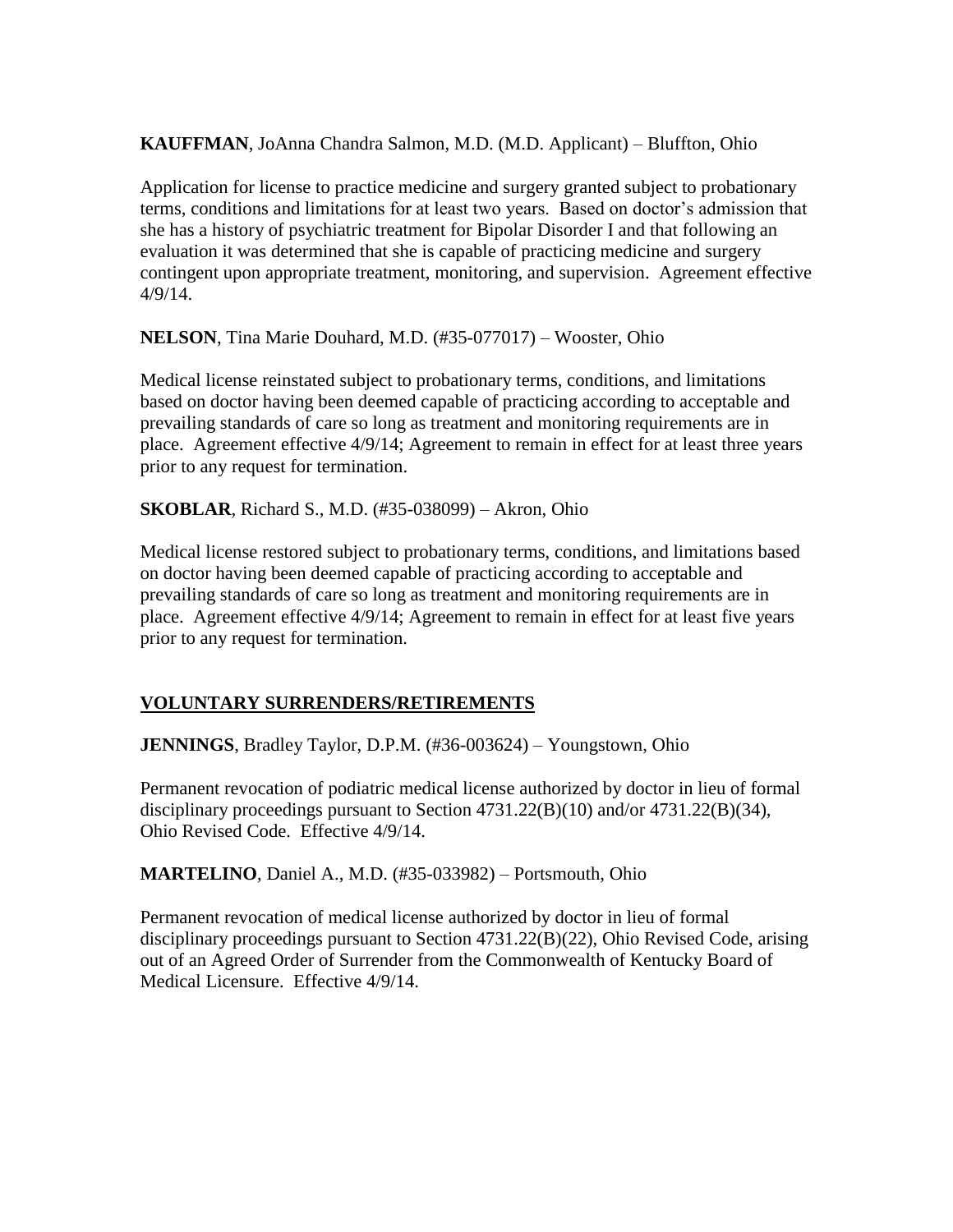**KAUFFMAN**, JoAnna Chandra Salmon, M.D. (M.D. Applicant) – Bluffton, Ohio

Application for license to practice medicine and surgery granted subject to probationary terms, conditions and limitations for at least two years. Based on doctor's admission that she has a history of psychiatric treatment for Bipolar Disorder I and that following an evaluation it was determined that she is capable of practicing medicine and surgery contingent upon appropriate treatment, monitoring, and supervision. Agreement effective 4/9/14.

**NELSON**, Tina Marie Douhard, M.D. (#35-077017) – Wooster, Ohio

Medical license reinstated subject to probationary terms, conditions, and limitations based on doctor having been deemed capable of practicing according to acceptable and prevailing standards of care so long as treatment and monitoring requirements are in place. Agreement effective 4/9/14; Agreement to remain in effect for at least three years prior to any request for termination.

**SKOBLAR**, Richard S., M.D. (#35-038099) – Akron, Ohio

Medical license restored subject to probationary terms, conditions, and limitations based on doctor having been deemed capable of practicing according to acceptable and prevailing standards of care so long as treatment and monitoring requirements are in place. Agreement effective 4/9/14; Agreement to remain in effect for at least five years prior to any request for termination.

## VOLUNTARY SURRENDERS/RETIREMENTS

**JENNINGS**, Bradley Taylor, D.P.M. (#36-003624) – Youngstown, Ohio

Permanent revocation of podiatric medical license authorized by doctor in lieu of formal disciplinary proceedings pursuant to Section 4731.22(B)(10) and/or 4731.22(B)(34), Ohio Revised Code. Effective 4/9/14.

**MARTELINO**, Daniel A., M.D. (#35-033982) – Portsmouth, Ohio

Permanent revocation of medical license authorized by doctor in lieu of formal disciplinary proceedings pursuant to Section 4731.22(B)(22), Ohio Revised Code, arising out of an Agreed Order of Surrender from the Commonwealth of Kentucky Board of Medical Licensure. Effective 4/9/14.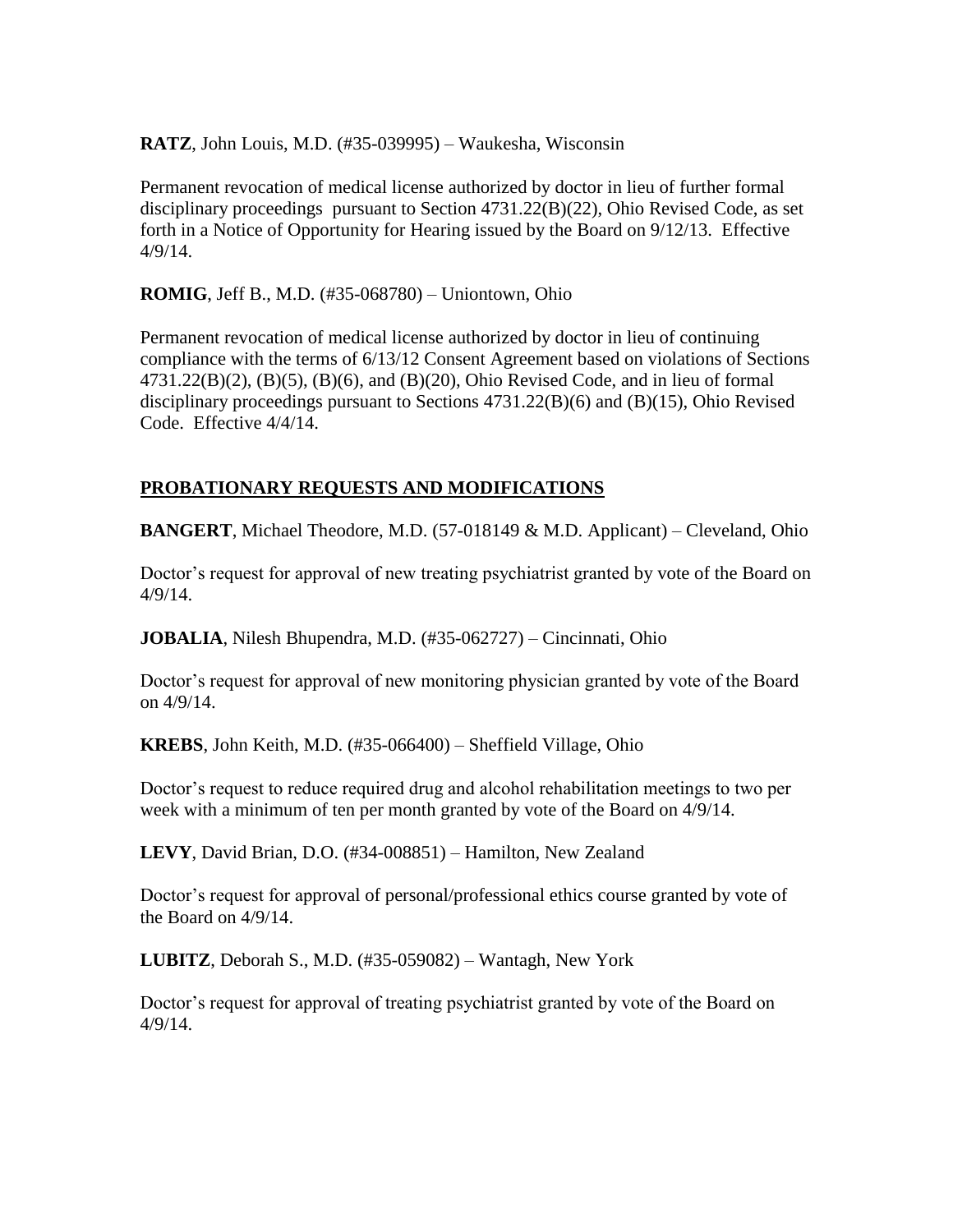**RATZ**, John Louis, M.D. (#35-039995) – Waukesha, Wisconsin

Permanent revocation of medical license authorized by doctor in lieu of further formal disciplinary proceedings pursuant to Section 4731.22(B)(22), Ohio Revised Code, as set forth in a Notice of Opportunity for Hearing issued by the Board on 9/12/13. Effective 4/9/14.

**ROMIG**, Jeff B., M.D. (#35-068780) – Uniontown, Ohio

Permanent revocation of medical license authorized by doctor in lieu of continuing compliance with the terms of 6/13/12 Consent Agreement based on violations of Sections 4731.22(B)(2), (B)(5), (B)(6), and (B)(20), Ohio Revised Code, and in lieu of formal disciplinary proceedings pursuant to Sections 4731.22(B)(6) and (B)(15), Ohio Revised Code. Effective 4/4/14.

## PROBATIONARY REQUESTS AND MODIFICATIONS

**BANGERT**, Michael Theodore, M.D. (57-018149 & M.D. Applicant) – Cleveland, Ohio

Doctor's request for approval of new treating psychiatrist granted by vote of the Board on 4/9/14.

**JOBALIA**, Nilesh Bhupendra, M.D. (#35-062727) – Cincinnati, Ohio

Doctor's request for approval of new monitoring physician granted by vote of the Board on 4/9/14.

**KREBS**, John Keith, M.D. (#35-066400) – Sheffield Village, Ohio

Doctor's request to reduce required drug and alcohol rehabilitation meetings to two per week with a minimum of ten per month granted by vote of the Board on 4/9/14.

**LEVY**, David Brian, D.O. (#34-008851) – Hamilton, New Zealand

Doctor's request for approval of personal/professional ethics course granted by vote of the Board on 4/9/14.

**LUBITZ**, Deborah S., M.D. (#35-059082) – Wantagh, New York

Doctor's request for approval of treating psychiatrist granted by vote of the Board on 4/9/14.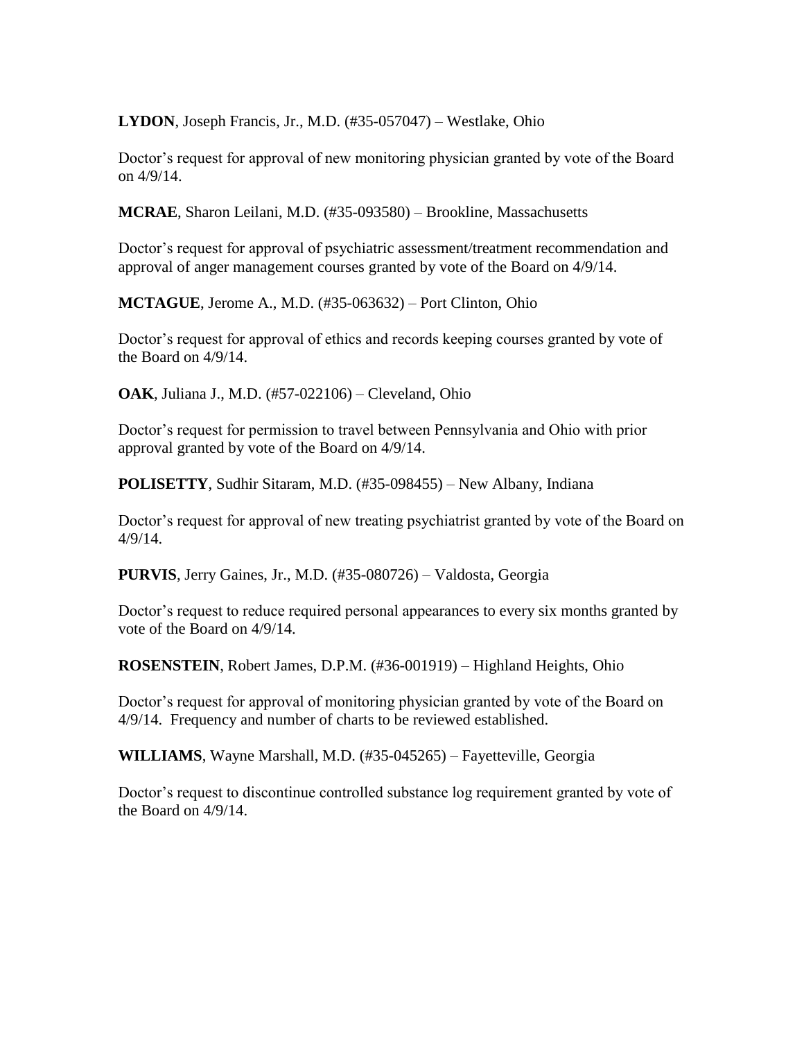**LYDON**, Joseph Francis, Jr., M.D. (#35-057047) – Westlake, Ohio

Doctor's request for approval of new monitoring physician granted by vote of the Board on 4/9/14.

**MCRAE**, Sharon Leilani, M.D. (#35-093580) – Brookline, Massachusetts

Doctor's request for approval of psychiatric assessment/treatment recommendation and approval of anger management courses granted by vote of the Board on 4/9/14.

**MCTAGUE**, Jerome A., M.D. (#35-063632) – Port Clinton, Ohio

Doctor's request for approval of ethics and records keeping courses granted by vote of the Board on 4/9/14.

**OAK**, Juliana J., M.D. (#57-022106) – Cleveland, Ohio

Doctor's request for permission to travel between Pennsylvania and Ohio with prior approval granted by vote of the Board on 4/9/14.

**POLISETTY**, Sudhir Sitaram, M.D. (#35-098455) – New Albany, Indiana

Doctor's request for approval of new treating psychiatrist granted by vote of the Board on 4/9/14.

**PURVIS**, Jerry Gaines, Jr., M.D. (#35-080726) – Valdosta, Georgia

Doctor's request to reduce required personal appearances to every six months granted by vote of the Board on 4/9/14.

**ROSENSTEIN**, Robert James, D.P.M. (#36-001919) – Highland Heights, Ohio

Doctor's request for approval of monitoring physician granted by vote of the Board on 4/9/14. Frequency and number of charts to be reviewed established.

**WILLIAMS**, Wayne Marshall, M.D. (#35-045265) – Fayetteville, Georgia

Doctor's request to discontinue controlled substance log requirement granted by vote of the Board on 4/9/14.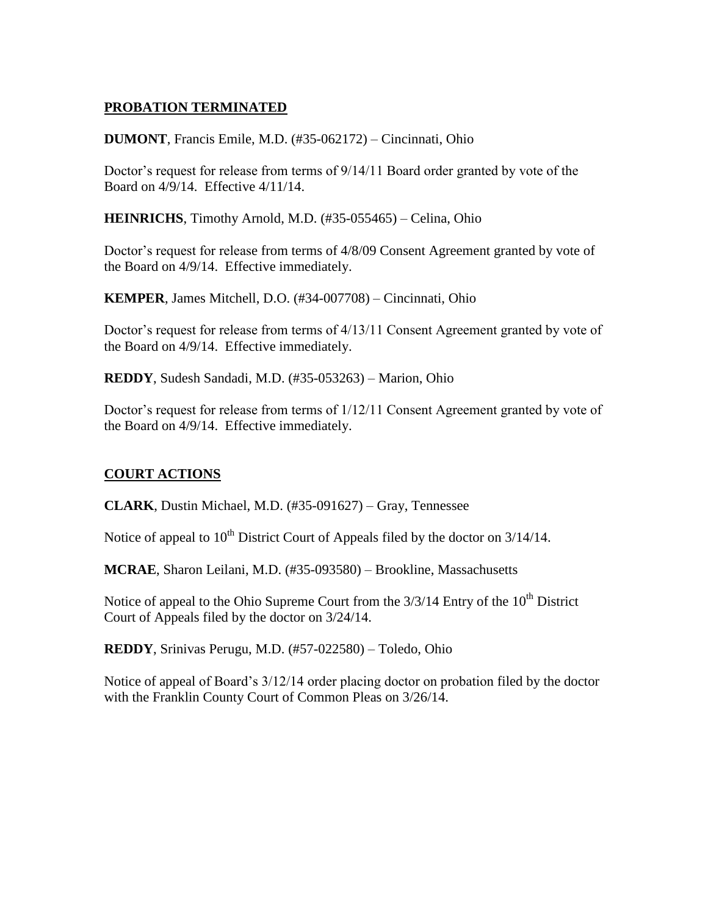## PROBATION TERMINATED

**DUMONT**, Francis Emile, M.D. (#35-062172) – Cincinnati, Ohio

Doctor's request for release from terms of 9/14/11 Board order granted by vote of the Board on 4/9/14. Effective 4/11/14.

**HEINRICHS**, Timothy Arnold, M.D. (#35-055465) – Celina, Ohio

Doctor's request for release from terms of 4/8/09 Consent Agreement granted by vote of the Board on 4/9/14. Effective immediately.

**KEMPER**, James Mitchell, D.O. (#34-007708) – Cincinnati, Ohio

Doctor's request for release from terms of 4/13/11 Consent Agreement granted by vote of the Board on 4/9/14. Effective immediately.

**REDDY**, Sudesh Sandadi, M.D. (#35-053263) – Marion, Ohio

Doctor's request for release from terms of 1/12/11 Consent Agreement granted by vote of the Board on 4/9/14. Effective immediately.

## COURT ACTIONS

**CLARK**, Dustin Michael, M.D. (#35-091627) – Gray, Tennessee

Notice of appeal to 10th District Court of Appeals filed by the doctor on 3/14/14.

**MCRAE**, Sharon Leilani, M.D. (#35-093580) – Brookline, Massachusetts

Notice of appeal to the Ohio Supreme Court from the 3/3/14 Entry of the 10th District Court of Appeals filed by the doctor on 3/24/14.

**REDDY**, Srinivas Perugu, M.D. (#57-022580) – Toledo, Ohio

Notice of appeal of Board's 3/12/14 order placing doctor on probation filed by the doctor with the Franklin County Court of Common Pleas on 3/26/14.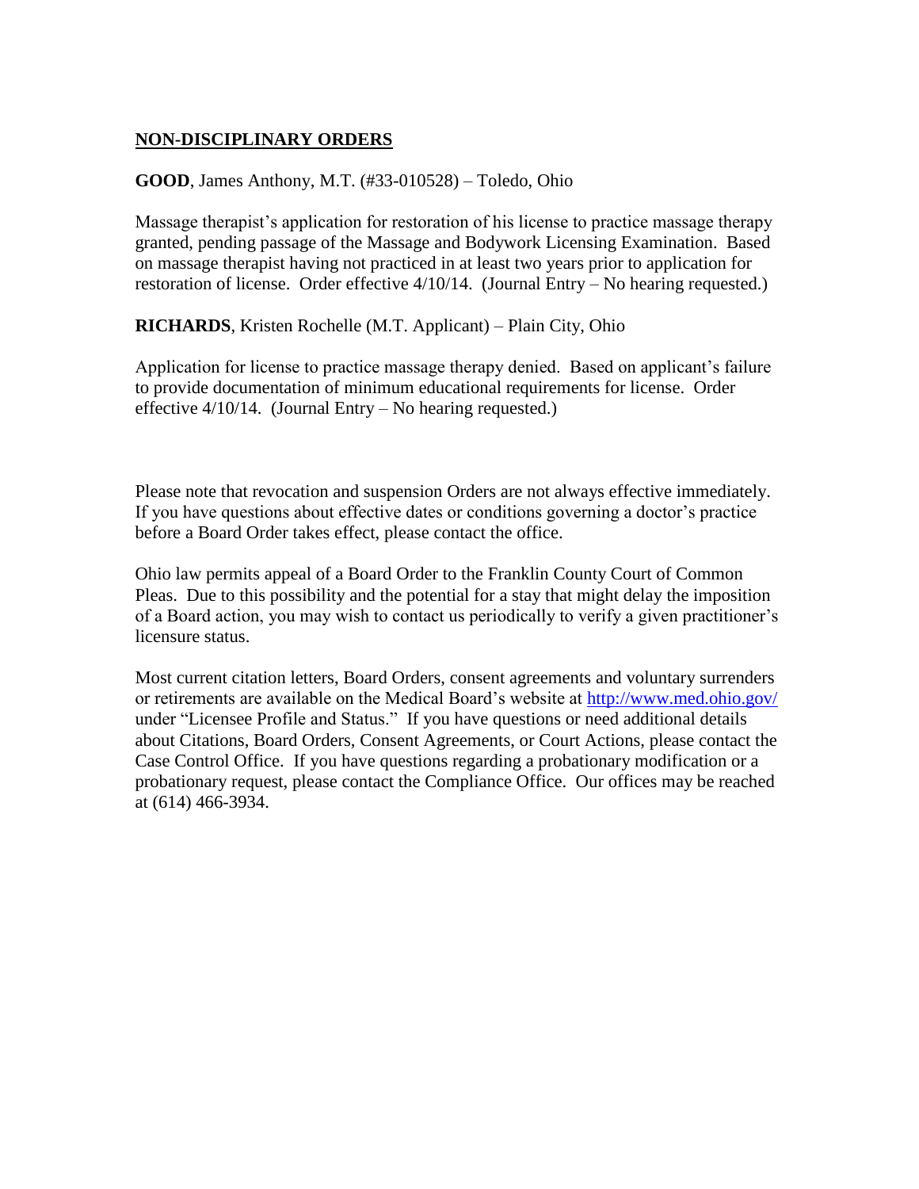**NON-DISCIPLINARY ORDERS**

**GOOD**, James Anthony, M.T. (#33-010528) – Toledo, Ohio

Massage therapist's application for restoration of his license to practice massage therapy granted, pending passage of the Massage and Bodywork Licensing Examination. Based on massage therapist having not practiced in at least two years prior to application for restoration of license. Order effective 4/10/14. (Journal Entry – No hearing requested.)

**RICHARDS**, Kristen Rochelle (M.T. Applicant) – Plain City, Ohio

Application for license to practice massage therapy denied. Based on applicant's failure to provide documentation of minimum educational requirements for license. Order effective 4/10/14. (Journal Entry – No hearing requested.)

Please note that revocation and suspension Orders are not always effective immediately. If you have questions about effective dates or conditions governing a doctor's practice before a Board Order takes effect, please contact the office.

Ohio law permits appeal of a Board Order to the Franklin County Court of Common Pleas. Due to this possibility and the potential for a stay that might delay the imposition of a Board action, you may wish to contact us periodically to verify a given practitioner's licensure status.

Most current citation letters, Board Orders, consent agreements and voluntary surrenders or retirements are available on the Medical Board's website at http://www.med.ohio.gov/ under "Licensee Profile and Status." If you have questions or need additional details about Citations, Board Orders, Consent Agreements, or Court Actions, please contact the Case Control Office. If you have questions regarding a probationary modification or a probationary request, please contact the Compliance Office. Our offices may be reached at (614) 466-3934.